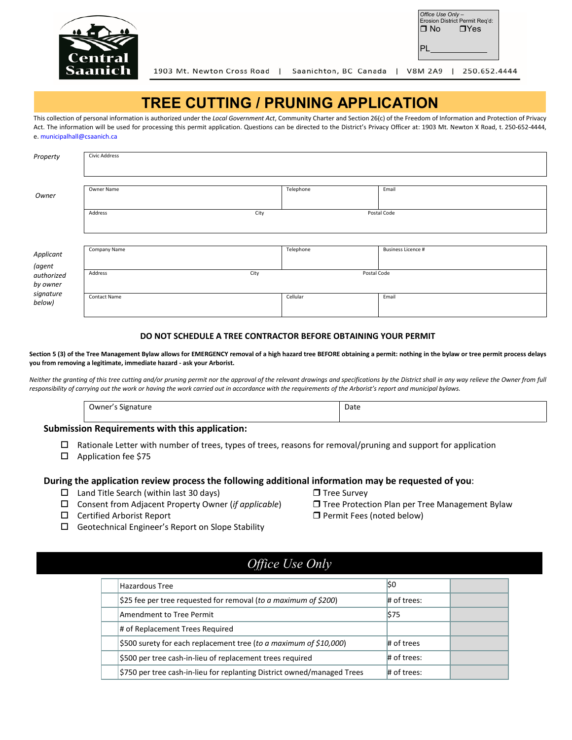Office Use Only –
Erosion District Permit Req'd:
❒ No ❒Yes

PL____________

Central Saanich

1903 Mt. Newton Cross Road | Saanichton, BC Canada | V8M 2A9 | 250.652.4444

# TREE CUTTING / PRUNING APPLICATION

This collection of personal information is authorized under the *Local Government Act*, Community Charter and Section 26(c) of the Freedom of Information and Protection of Privacy Act. The information will be used for processing this permit application. Questions can be directed to the District's Privacy Officer at: 1903 Mt. Newton X Road, t. 250-652-4444, e. municipalhall@csaanich.ca

*Property*

| Civic Address |
|---|
| |

*Owner*

| Owner Name | Telephone | Email |
|---|---|---|
| | | |

| Address | City | Postal Code |
|---|---|---|
| | | |

*Applicant (agent authorized by owner signature below)*

| Company Name | Telephone | Business Licence # |
|---|---|---|
| | | |

| Address | City | Postal Code |
|---|---|---|
| | | |

| Contact Name | Cellular | Email |
|---|---|---|
| | | |

**DO NOT SCHEDULE A TREE CONTRACTOR BEFORE OBTAINING YOUR PERMIT**

**Section 5 (3) of the Tree Management Bylaw allows for EMERGENCY removal of a high hazard tree BEFORE obtaining a permit: nothing in the bylaw or tree permit process delays you from removing a legitimate, immediate hazard - ask your Arborist.**

*Neither the granting of this tree cutting and/or pruning permit nor the approval of the relevant drawings and specifications by the District shall in any way relieve the Owner from full responsibility of carrying out the work or having the work carried out in accordance with the requirements of the Arborist's report and municipal bylaws.*

| Owner's Signature | Date |
|---|---|
| | |

## Submission Requirements with this application:

- ☐ Rationale Letter with number of trees, types of trees, reasons for removal/pruning and support for application
- ☐ Application fee $75

## During the application review process the following additional information may be requested of you:

- ☐ Land Title Search (within last 30 days)
- ☐ Consent from Adjacent Property Owner (*if applicable*)
- ☐ Certified Arborist Report
- ☐ Geotechnical Engineer's Report on Slope Stability
- ❒ Tree Survey
- ❒ Tree Protection Plan per Tree Management Bylaw
- ❒ Permit Fees (noted below)

## *Office Use Only*

| | Item | Fee | |
|---|---|---|---|
| | Hazardous Tree | $0 | |
| | $25 fee per tree requested for removal (*to a maximum of $200*) | # of trees: | |
| | Amendment to Tree Permit | $75 | |
| | # of Replacement Trees Required | | |
| | $500 surety for each replacement tree (*to a maximum of $10,000*) | # of trees | |
| | $500 per tree cash-in-lieu of replacement trees required | # of trees: | |
| | $750 per tree cash-in-lieu for replanting District owned/managed Trees | # of trees: | |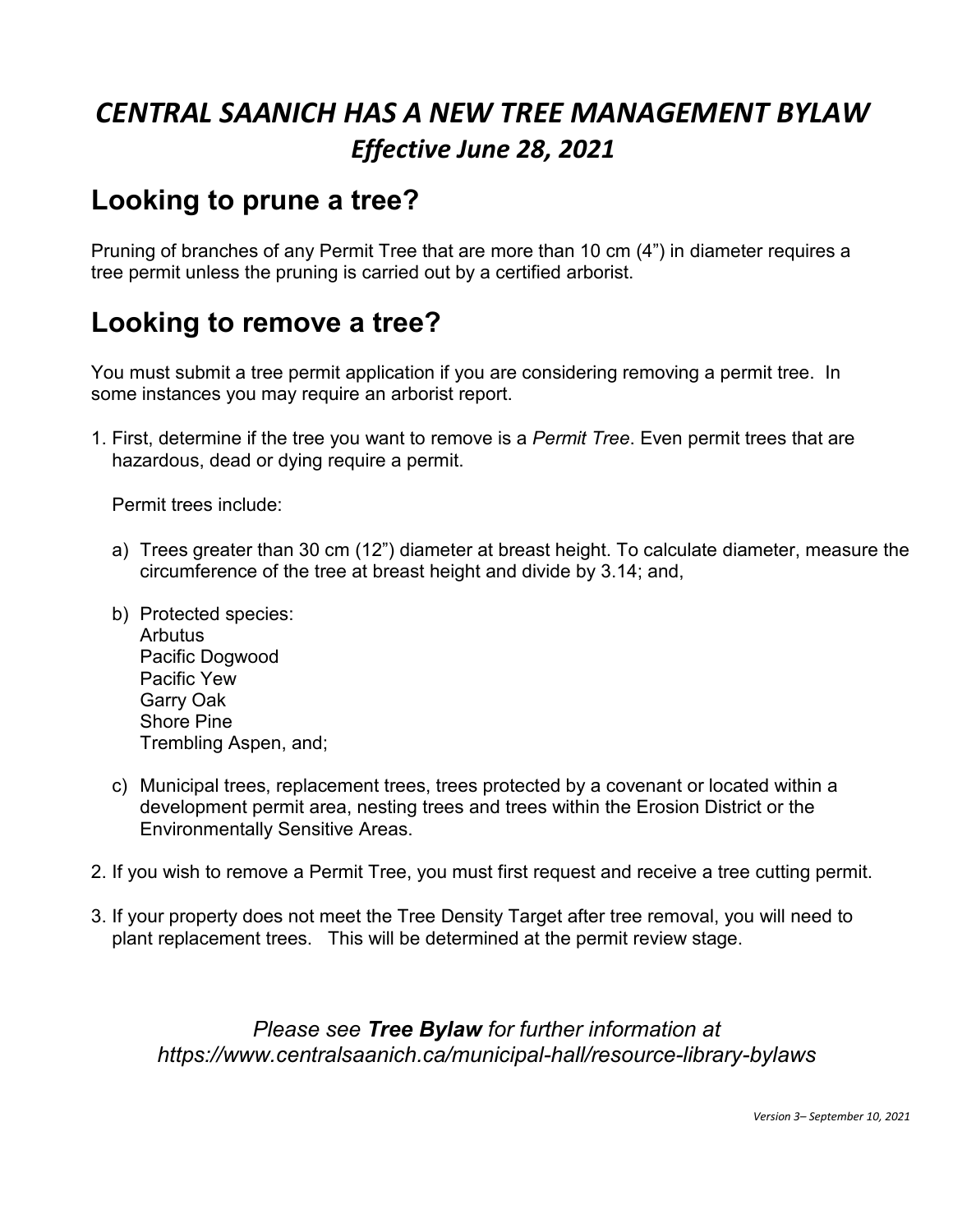# *CENTRAL SAANICH HAS A NEW TREE MANAGEMENT BYLAW*

## *Effective June 28, 2021*

## Looking to prune a tree?

Pruning of branches of any Permit Tree that are more than 10 cm (4") in diameter requires a tree permit unless the pruning is carried out by a certified arborist.

## Looking to remove a tree?

You must submit a tree permit application if you are considering removing a permit tree. In some instances you may require an arborist report.

1. First, determine if the tree you want to remove is a *Permit Tree*. Even permit trees that are hazardous, dead or dying require a permit.

   Permit trees include:

   a) Trees greater than 30 cm (12") diameter at breast height. To calculate diameter, measure the circumference of the tree at breast height and divide by 3.14; and,

   b) Protected species:
      Arbutus
      Pacific Dogwood
      Pacific Yew
      Garry Oak
      Shore Pine
      Trembling Aspen, and;

   c) Municipal trees, replacement trees, trees protected by a covenant or located within a development permit area, nesting trees and trees within the Erosion District or the Environmentally Sensitive Areas.

2. If you wish to remove a Permit Tree, you must first request and receive a tree cutting permit.

3. If your property does not meet the Tree Density Target after tree removal, you will need to plant replacement trees. This will be determined at the permit review stage.

*Please see* ***Tree Bylaw*** *for further information at https://www.centralsaanich.ca/municipal-hall/resource-library-bylaws*

*Version 3– September 10, 2021*